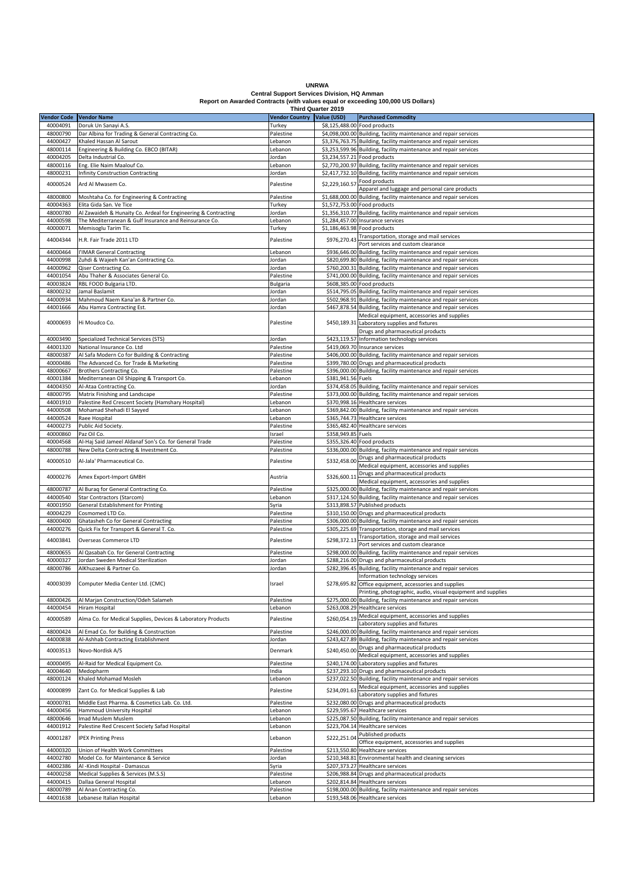# UNRWA

## Central Support Services Division, HQ Amman

### Report on Awarded Contracts (with values equal or exceeding 100,000 US Dollars)

### Third Quarter 2019

| Vendor Code | Vendor Name | Vendor Country | Value (USD) | Purchased Commodity |
|---|---|---|---|---|
| 40004091 | Doruk Un Sanayi A.S. | Turkey | $8,125,488.00 | Food products |
| 48000790 | Dar Albina for Trading & General Contracting Co. | Palestine | $4,098,000.00 | Building, facility maintenance and repair services |
| 44000427 | Khaled Hassan Al Sarout | Lebanon | $3,376,763.75 | Building, facility maintenance and repair services |
| 48000114 | Engineering & Building Co. EBCO (BITAR) | Lebanon | $3,253,599.96 | Building, facility maintenance and repair services |
| 40004205 | Delta Industrial Co. | Jordan | $3,234,557.21 | Food products |
| 48000116 | Eng. Elie Naim Maalouf Co. | Lebanon | $2,770,200.97 | Building, facility maintenance and repair services |
| 48000231 | Infinity Construction Contracting | Jordan | $2,417,732.10 | Building, facility maintenance and repair services |
| 40000524 | Ard Al Mwasem Co. | Palestine | $2,229,160.57 | Food products<br>Apparel and luggage and personal care products |
| 48000800 | Moshtaha Co. for Engineering & Contracting | Palestine | $1,688,000.00 | Building, facility maintenance and repair services |
| 40004363 | Elita Gida San. Ve Tice | Turkey | $1,572,753.00 | Food products |
| 48000780 | Al Zawaideh & Hunaity Co. Ardeal for Engineering & Contracting | Jordan | $1,356,310.77 | Building, facility maintenance and repair services |
| 44000598 | The Mediterranean & Gulf Insurance and Reinsurance Co. | Lebanon | $1,284,457.00 | Insurance services |
| 40000071 | Memisoglu Tarim Tic. | Turkey | $1,186,463.98 | Food products |
| 44004344 | H.R. Fair Trade 2011 LTD | Palestine | $976,270.43 | Transportation, storage and mail services<br>Port services and custom clearance |
| 44000464 | I'IMAR General Contracting | Lebanon | $936,646.00 | Building, facility maintenance and repair services |
| 44000998 | Zuhdi & Wajeeh Kan'an Contracting Co. | Jordan | $820,699.80 | Building, facility maintenance and repair services |
| 44000962 | Qiser Contracting Co. | Jordan | $760,200.31 | Building, facility maintenance and repair services |
| 44001054 | Abu Thaher & Associates General Co. | Palestine | $741,000.00 | Building, facility maintenance and repair services |
| 40003824 | RBL FOOD Bulgaria LTD. | Bulgaria | $608,385.00 | Food products |
| 48000232 | Jamal Baslamit | Jordan | $514,795.05 | Building, facility maintenance and repair services |
| 44000934 | Mahmoud Naem Kana'an & Partner Co. | Jordan | $502,968.91 | Building, facility maintenance and repair services |
| 44001666 | Abu Hamra Contracting Est. | Jordan | $467,878.54 | Building, facility maintenance and repair services |
| 40000693 | Hi Moudco Co. | Palestine | $450,189.31 | Medical equipment, accessories and supplies<br>Laboratory supplies and fixtures<br>Drugs and pharmaceutical products |
| 40003490 | Specialized Technical Services (STS) | Jordan | $423,119.57 | Information technology services |
| 44001320 | National Insurance Co. Ltd | Palestine | $419,069.70 | Insurance services |
| 48000387 | Al Safa Modern Co for Building & Contracting | Palestine | $406,000.00 | Building, facility maintenance and repair services |
| 40000486 | The Advanced Co. for Trade & Marketing | Palestine | $399,780.00 | Drugs and pharmaceutical products |
| 48000667 | Brothers Contracting Co. | Palestine | $396,000.00 | Building, facility maintenance and repair services |
| 40001384 | Mediterranean Oil Shipping & Transport Co. | Lebanon | $381,941.56 | Fuels |
| 44004350 | Al-Ataa Contracting Co. | Jordan | $374,458.05 | Building, facility maintenance and repair services |
| 48000795 | Matrix Finishing and Landscape | Palestine | $373,000.00 | Building, facility maintenance and repair services |
| 44001910 | Palestine Red Crescent Society (Hamshary Hospital) | Lebanon | $370,998.16 | Healthcare services |
| 44000508 | Mohamad Shehadi El Sayyed | Lebanon | $369,842.00 | Building, facility maintenance and repair services |
| 44000524 | Raee Hospital | Lebanon | $365,744.73 | Healthcare services |
| 44000273 | Public Aid Society. | Palestine | $365,482.40 | Healthcare services |
| 40000860 | Paz Oil Co. | Israel | $358,949.85 | Fuels |
| 40004568 | Al-Haj Said Jameel Aldanaf Son's Co. for General Trade | Palestine | $355,326.40 | Food products |
| 48000788 | New Delta Contracting & Investment Co. | Palestine | $336,000.00 | Building, facility maintenance and repair services |
| 40000510 | Al-Jala' Pharmaceutical Co. | Palestine | $332,458.00 | Drugs and pharmaceutical products<br>Medical equipment, accessories and supplies |
| 40000276 | Amex Export-Import GMBH | Austria | $326,600.11 | Drugs and pharmaceutical products<br>Medical equipment, accessories and supplies |
| 48000787 | Al Buraq for General Contracting Co. | Palestine | $325,000.00 | Building, facility maintenance and repair services |
| 44000540 | Star Contractors (Starcom) | Lebanon | $317,124.50 | Building, facility maintenance and repair services |
| 40001950 | General Establishment for Printing | Syria | $313,898.57 | Published products |
| 40004229 | Cosmomed LTD Co. | Palestine | $310,150.00 | Drugs and pharmaceutical products |
| 48000400 | Ghatasheh Co for General Contracting | Palestine | $306,000.00 | Building, facility maintenance and repair services |
| 44000276 | Quick Fix for Transport & General T. Co. | Palestine | $305,225.69 | Transportation, storage and mail services |
| 44003841 | Overseas Commerce LTD | Palestine | $298,372.13 | Transportation, storage and mail services<br>Port services and custom clearance |
| 48000655 | Al Qasabah Co. for General Contracting | Palestine | $298,000.00 | Building, facility maintenance and repair services |
| 40000327 | Jordan Sweden Medical Sterilization | Jordan | $288,216.00 | Drugs and pharmaceutical products |
| 48000786 | AlKhuzaeei & Partner Co. | Jordan | $282,396.45 | Building, facility maintenance and repair services |
| 40003039 | Computer Media Center Ltd. (CMC) | Israel | $278,695.82 | Information technology services<br>Office equipment, accessories and supplies<br>Printing, photographic, audio, visual equipment and supplies |
| 48000426 | Al Marjan Construction/Odeh Salameh | Palestine | $275,000.00 | Building, facility maintenance and repair services |
| 44000454 | Hiram Hospital | Lebanon | $263,008.29 | Healthcare services |
| 40000589 | Alma Co. for Medical Supplies, Devices & Laboratory Products | Palestine | $260,054.19 | Medical equipment, accessories and supplies<br>Laboratory supplies and fixtures |
| 48000424 | Al Emad Co. for Building & Construction | Palestine | $246,000.00 | Building, facility maintenance and repair services |
| 44000838 | Al-Ashhab Contracting Establishment | Jordan | $243,427.89 | Building, facility maintenance and repair services |
| 40003513 | Novo-Nordisk A/S | Denmark | $240,450.00 | Drugs and pharmaceutical products<br>Medical equipment, accessories and supplies |
| 40000495 | Al-Raid for Medical Equipment Co. | Palestine | $240,174.00 | Laboratory supplies and fixtures |
| 40004640 | Medopharm | India | $237,293.10 | Drugs and pharmaceutical products |
| 48000124 | Khaled Mohamad Mosleh | Lebanon | $237,022.50 | Building, facility maintenance and repair services |
| 40000899 | Zant Co. for Medical Supplies & Lab | Palestine | $234,091.63 | Medical equipment, accessories and supplies<br>Laboratory supplies and fixtures |
| 40000781 | Middle East Pharma. & Cosmetics Lab. Co. Ltd. | Palestine | $232,080.00 | Drugs and pharmaceutical products |
| 44000456 | Hammoud University Hospital | Lebanon | $229,595.67 | Healthcare services |
| 48000646 | Imad Muslem Muslem | Lebanon | $225,087.50 | Building, facility maintenance and repair services |
| 44001912 | Palestine Red Crescent Society Safad Hospital | Lebanon | $223,704.14 | Healthcare services |
| 40001287 | IPEX Printing Press | Lebanon | $222,251.04 | Published products<br>Office equipment, accessories and supplies |
| 44000320 | Union of Health Work Committees | Palestine | $213,550.80 | Healthcare services |
| 44002780 | Model Co. for Maintenance & Service | Jordan | $210,348.81 | Environmental health and cleaning services |
| 44002386 | Al -Kindi Hospital - Damascus | Syria | $207,373.27 | Healthcare services |
| 44000258 | Medical Supplies & Services (M.S.S) | Palestine | $206,988.84 | Drugs and pharmaceutical products |
| 44000415 | Dallaa General Hospital | Lebanon | $202,814.84 | Healthcare services |
| 48000789 | Al Anan Contracting Co. | Palestine | $198,000.00 | Building, facility maintenance and repair services |
| 44001638 | Lebanese Italian Hospital | Lebanon | $193,548.06 | Healthcare services |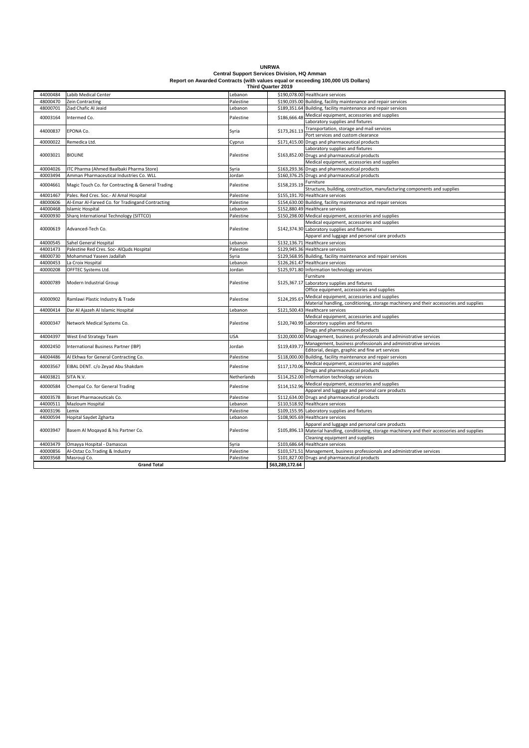**UNRWA**
**Central Support Services Division, HQ Amman**
**Report on Awarded Contracts (with values equal or exceeding 100,000 US Dollars)**
**Third Quarter 2019**

| | | | | |
|---|---|---|---|---|
| 44000484 | Labib Medical Center | Lebanon | $190,078.00 | Healthcare services |
| 48000470 | Zein Contracting | Palestine | $190,035.00 | Building, facility maintenance and repair services |
| 48000701 | Ziad Chafic Al Jeaid | Lebanon | $189,351.64 | Building, facility maintenance and repair services |
| 40003164 | Intermed Co. | Palestine | $186,666.48 | Medical equipment, accessories and supplies |
| | | | | Laboratory supplies and fixtures |
| 44000837 | EPONA Co. | Syria | $173,261.13 | Transportation, storage and mail services |
| | | | | Port services and custom clearance |
| 40000022 | Remedica Ltd. | Cyprus | $171,415.00 | Drugs and pharmaceutical products |
| 40003021 | BIOLINE | Palestine | $163,852.00 | Laboratory supplies and fixtures |
| | | | | Drugs and pharmaceutical products |
| | | | | Medical equipment, accessories and supplies |
| 40004026 | ITC Pharma (Ahmed Baalbaki Pharma Store) | Syria | $163,293.36 | Drugs and pharmaceutical products |
| 40003494 | Amman Pharmaceutical Industries Co. WLL | Jordan | $160,376.25 | Drugs and pharmaceutical products |
| 40004661 | Magic Touch Co. for Contracting & General Trading | Palestine | $158,235.19 | Furniture |
| | | | | Structure, building, construction, manufacturing components and supplies |
| 44001467 | Pales. Red Cres. Soc.- Al Amal Hospital | Palestine | $155,191.70 | Healthcare services |
| 48000606 | Al-Emar Al-Fareed Co. for Tradingand Contracting | Palestine | $154,630.00 | Building, facility maintenance and repair services |
| 44000468 | Islamic Hospital | Lebanon | $152,880.49 | Healthcare services |
| 40000930 | Sharq International Technology (SITTCO) | Palestine | $150,298.00 | Medical equipment, accessories and supplies |
| 40000619 | Advanced-Tech Co. | Palestine | $142,374.30 | Medical equipment, accessories and supplies |
| | | | | Laboratory supplies and fixtures |
| | | | | Apparel and luggage and personal care products |
| 44000545 | Sahel General Hospital | Lebanon | $132,136.71 | Healthcare services |
| 44001473 | Palestine Red Cres. Soc- AlQuds Hospital | Palestine | $129,945.36 | Healthcare services |
| 48000730 | Mohammad Yaseen Jadallah | Syria | $129,568.95 | Building, facility maintenance and repair services |
| 44000453 | La Croix Hospital | Lebanon | $126,261.47 | Healthcare services |
| 40000208 | OFFTEC Systems Ltd. | Jordan | $125,971.80 | Information technology services |
| 40000789 | Modern Industrial Group | Palestine | $125,367.17 | Furniture |
| | | | | Laboratory supplies and fixtures |
| | | | | Office equipment, accessories and supplies |
| 40000902 | Ramlawi Plastic Industry & Trade | Palestine | $124,295.67 | Medical equipment, accessories and supplies |
| | | | | Material handling, conditioning, storage machinery and their accessories and supplies |
| 44000414 | Dar Al Ajazeh Al Islamic Hospital | Lebanon | $121,500.43 | Healthcare services |
| 40000347 | Network Medical Systems Co. | Palestine | $120,740.99 | Medical equipment, accessories and supplies |
| | | | | Laboratory supplies and fixtures |
| | | | | Drugs and pharmaceutical products |
| 44004397 | West End Strategy Team | USA | $120,000.00 | Management, business professionals and administrative services |
| 40002450 | International Business Partner (IBP) | Jordan | $119,439.77 | Management, business professionals and administrative services |
| | | | | Editorial, design, graphic and fine art services |
| 44004486 | Al Ekhwa for General Contracting Co. | Palestine | $118,000.00 | Building, facility maintenance and repair services |
| 40003567 | EIBAL DENT. c/o Zeyad Abu Shakdam | Palestine | $117,170.06 | Medical equipment, accessories and supplies |
| | | | | Drugs and pharmaceutical products |
| 44003821 | SITA N.V. | Netherlands | $114,252.00 | Information technology services |
| 40000584 | Chempal Co. for General Trading | Palestine | $114,152.96 | Medical equipment, accessories and supplies |
| | | | | Apparel and luggage and personal care products |
| 40003578 | Birzet Pharmaceuticals Co. | Palestine | $112,634.00 | Drugs and pharmaceutical products |
| 44000511 | Mazloum Hospital | Lebanon | $110,518.92 | Healthcare services |
| 40003196 | Lemix | Palestine | $109,155.95 | Laboratory supplies and fixtures |
| 44000594 | Hopital Saydet Zgharta | Lebanon | $108,905.69 | Healthcare services |
| 40003947 | Basem Al Moqayad & his Partner Co. | Palestine | $105,896.13 | Apparel and luggage and personal care products |
| | | | | Material handling, conditioning, storage machinery and their accessories and supplies |
| | | | | Cleaning equipment and supplies |
| 44003479 | Omayya Hospital - Damascus | Syria | $103,686.64 | Healthcare services |
| 40000856 | Al-Ostaz Co.Trading & Industry | Palestine | $103,571.51 | Management, business professionals and administrative services |
| 40003568 | Masrouji Co. | Palestine | $101,827.00 | Drugs and pharmaceutical products |
| | **Grand Total** | | **$63,289,172.64** | |